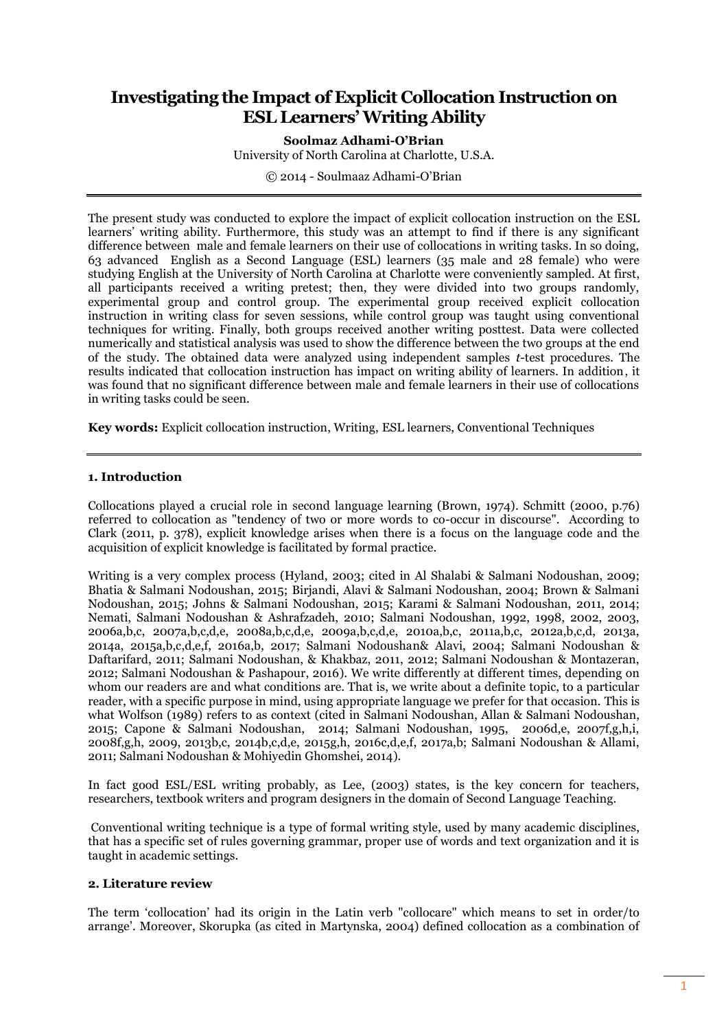# Investigating the Impact of Explicit Collocation Instruction on ESL Learners' Writing Ability

**Soolmaz Adhami-O'Brian**
University of North Carolina at Charlotte, U.S.A.

© 2014 - Soulmaaz Adhami-O'Brian

---

The present study was conducted to explore the impact of explicit collocation instruction on the ESL learners' writing ability. Furthermore, this study was an attempt to find if there is any significant difference between male and female learners on their use of collocations in writing tasks. In so doing, 63 advanced English as a Second Language (ESL) learners (35 male and 28 female) who were studying English at the University of North Carolina at Charlotte were conveniently sampled. At first, all participants received a writing pretest; then, they were divided into two groups randomly, experimental group and control group. The experimental group received explicit collocation instruction in writing class for seven sessions, while control group was taught using conventional techniques for writing. Finally, both groups received another writing posttest. Data were collected numerically and statistical analysis was used to show the difference between the two groups at the end of the study. The obtained data were analyzed using independent samples *t*-test procedures. The results indicated that collocation instruction has impact on writing ability of learners. In addition, it was found that no significant difference between male and female learners in their use of collocations in writing tasks could be seen.

**Key words:** Explicit collocation instruction, Writing, ESL learners, Conventional Techniques

---

## 1. Introduction

Collocations played a crucial role in second language learning (Brown, 1974). Schmitt (2000, p.76) referred to collocation as "tendency of two or more words to co-occur in discourse". According to Clark (2011, p. 378), explicit knowledge arises when there is a focus on the language code and the acquisition of explicit knowledge is facilitated by formal practice.

Writing is a very complex process (Hyland, 2003; cited in Al Shalabi & Salmani Nodoushan, 2009; Bhatia & Salmani Nodoushan, 2015; Birjandi, Alavi & Salmani Nodoushan, 2004; Brown & Salmani Nodoushan, 2015; Johns & Salmani Nodoushan, 2015; Karami & Salmani Nodoushan, 2011, 2014; Nemati, Salmani Nodoushan & Ashrafzadeh, 2010; Salmani Nodoushan, 1992, 1998, 2002, 2003, 2006a,b,c, 2007a,b,c,d,e, 2008a,b,c,d,e, 2009a,b,c,d,e, 2010a,b,c, 2011a,b,c, 2012a,b,c,d, 2013a, 2014a, 2015a,b,c,d,e,f, 2016a,b, 2017; Salmani Nodoushan& Alavi, 2004; Salmani Nodoushan & Daftarifard, 2011; Salmani Nodoushan, & Khakbaz, 2011, 2012; Salmani Nodoushan & Montazeran, 2012; Salmani Nodoushan & Pashapour, 2016). We write differently at different times, depending on whom our readers are and what conditions are. That is, we write about a definite topic, to a particular reader, with a specific purpose in mind, using appropriate language we prefer for that occasion. This is what Wolfson (1989) refers to as context (cited in Salmani Nodoushan, Allan & Salmani Nodoushan, 2015; Capone & Salmani Nodoushan, 2014; Salmani Nodoushan, 1995, 2006d,e, 2007f,g,h,i, 2008f,g,h, 2009, 2013b,c, 2014b,c,d,e, 2015g,h, 2016c,d,e,f, 2017a,b; Salmani Nodoushan & Allami, 2011; Salmani Nodoushan & Mohiyedin Ghomshei, 2014).

In fact good ESL/ESL writing probably, as Lee, (2003) states, is the key concern for teachers, researchers, textbook writers and program designers in the domain of Second Language Teaching.

Conventional writing technique is a type of formal writing style, used by many academic disciplines, that has a specific set of rules governing grammar, proper use of words and text organization and it is taught in academic settings.

## 2. Literature review

The term 'collocation' had its origin in the Latin verb "collocare" which means to set in order/to arrange'. Moreover, Skorupka (as cited in Martynska, 2004) defined collocation as a combination of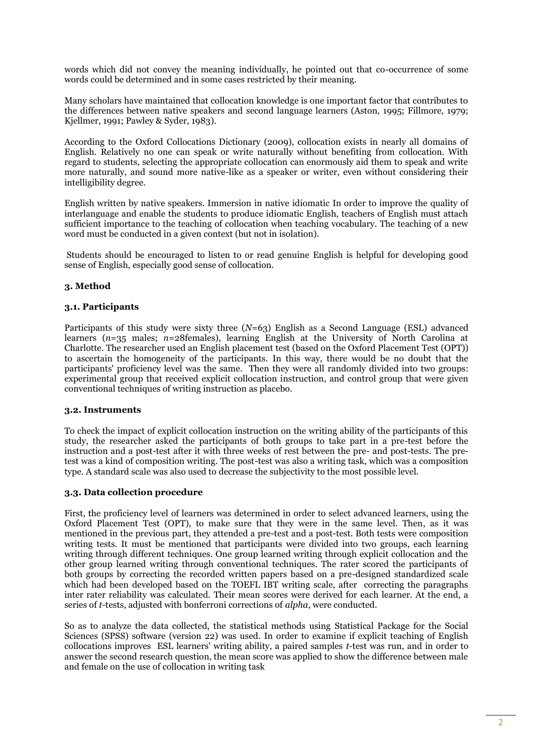words which did not convey the meaning individually, he pointed out that co-occurrence of some words could be determined and in some cases restricted by their meaning.

Many scholars have maintained that collocation knowledge is one important factor that contributes to the differences between native speakers and second language learners (Aston, 1995; Fillmore, 1979; Kjellmer, 1991; Pawley & Syder, 1983).

According to the Oxford Collocations Dictionary (2009), collocation exists in nearly all domains of English. Relatively no one can speak or write naturally without benefiting from collocation. With regard to students, selecting the appropriate collocation can enormously aid them to speak and write more naturally, and sound more native-like as a speaker or writer, even without considering their intelligibility degree.

English written by native speakers. Immersion in native idiomatic In order to improve the quality of interlanguage and enable the students to produce idiomatic English, teachers of English must attach sufficient importance to the teaching of collocation when teaching vocabulary. The teaching of a new word must be conducted in a given context (but not in isolation).

Students should be encouraged to listen to or read genuine English is helpful for developing good sense of English, especially good sense of collocation.

## 3. Method

### 3.1. Participants

Participants of this study were sixty three (*N*=63) English as a Second Language (ESL) advanced learners (*n*=35 males; *n*=28females), learning English at the University of North Carolina at Charlotte. The researcher used an English placement test (based on the Oxford Placement Test (OPT)) to ascertain the homogeneity of the participants. In this way, there would be no doubt that the participants' proficiency level was the same. Then they were all randomly divided into two groups: experimental group that received explicit collocation instruction, and control group that were given conventional techniques of writing instruction as placebo.

### 3.2. Instruments

To check the impact of explicit collocation instruction on the writing ability of the participants of this study, the researcher asked the participants of both groups to take part in a pre-test before the instruction and a post-test after it with three weeks of rest between the pre- and post-tests. The pre-test was a kind of composition writing. The post-test was also a writing task, which was a composition type. A standard scale was also used to decrease the subjectivity to the most possible level.

### 3.3. Data collection procedure

First, the proficiency level of learners was determined in order to select advanced learners, using the Oxford Placement Test (OPT), to make sure that they were in the same level. Then, as it was mentioned in the previous part, they attended a pre-test and a post-test. Both tests were composition writing tests. It must be mentioned that participants were divided into two groups, each learning writing through different techniques. One group learned writing through explicit collocation and the other group learned writing through conventional techniques. The rater scored the participants of both groups by correcting the recorded written papers based on a pre-designed standardized scale which had been developed based on the TOEFL IBT writing scale, after correcting the paragraphs inter rater reliability was calculated. Their mean scores were derived for each learner. At the end, a series of *t*-tests, adjusted with bonferroni corrections of *alpha*, were conducted.

So as to analyze the data collected, the statistical methods using Statistical Package for the Social Sciences (SPSS) software (version 22) was used. In order to examine if explicit teaching of English collocations improves ESL learners' writing ability, a paired samples *t*-test was run, and in order to answer the second research question, the mean score was applied to show the difference between male and female on the use of collocation in writing task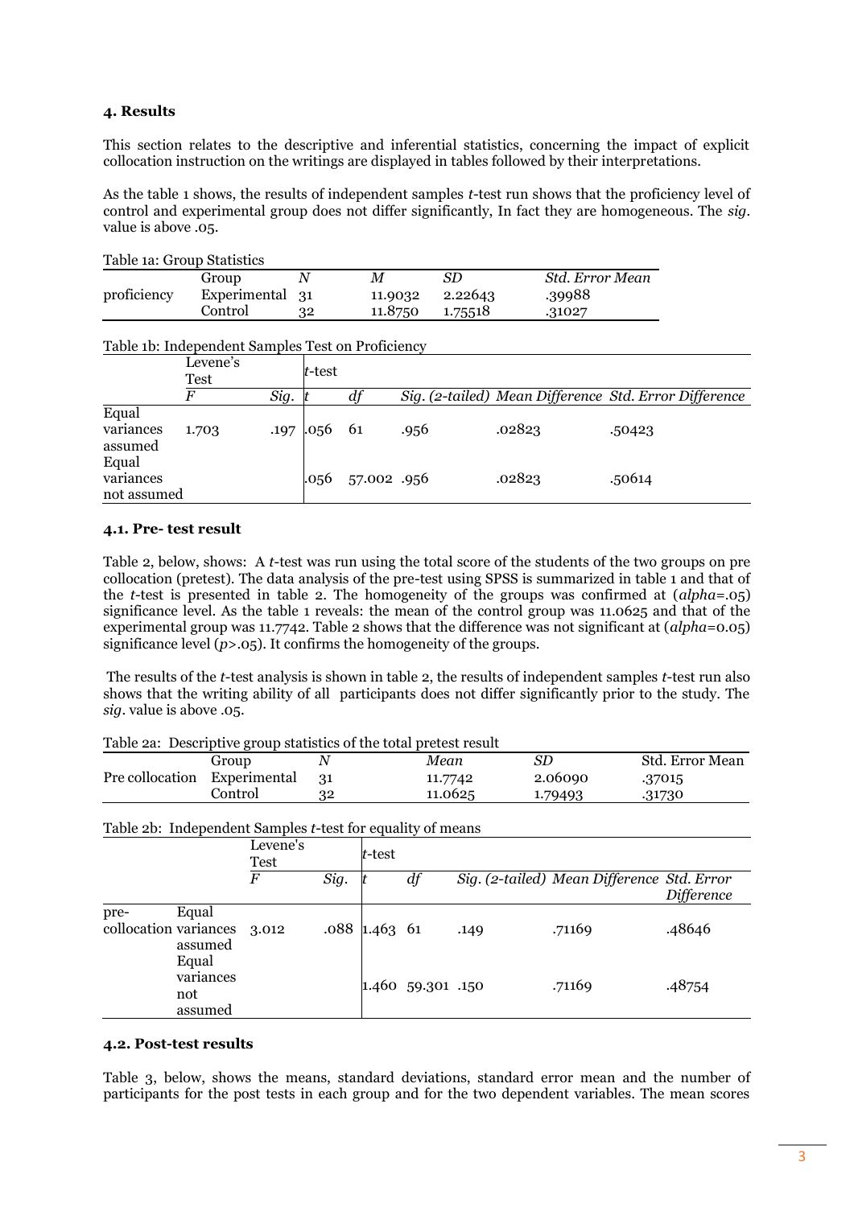### 4. Results

This section relates to the descriptive and inferential statistics, concerning the impact of explicit collocation instruction on the writings are displayed in tables followed by their interpretations.

As the table 1 shows, the results of independent samples *t*-test run shows that the proficiency level of control and experimental group does not differ significantly, In fact they are homogeneous. The *sig*. value is above .05.

Table 1a: Group Statistics

| | Group | *N* | *M* | *SD* | *Std. Error Mean* |
|---|---|---|---|---|---|
| proficiency | Experimental | 31 | 11.9032 | 2.22643 | .39988 |
| | Control | 32 | 11.8750 | 1.75518 | .31027 |

Table 1b: Independent Samples Test on Proficiency

| | Levene's Test | | *t*-test | | | | |
|---|---|---|---|---|---|---|---|
| | *F* | *Sig.* | *t* | *df* | *Sig. (2-tailed)* | *Mean Difference* | *Std. Error Difference* |
| Equal variances assumed | 1.703 | .197 | .056 | 61 | .956 | .02823 | .50423 |
| Equal variances not assumed | | | .056 | 57.002 | .956 | .02823 | .50614 |

### 4.1. Pre- test result

Table 2, below, shows: A *t*-test was run using the total score of the students of the two groups on pre collocation (pretest). The data analysis of the pre-test using SPSS is summarized in table 1 and that of the *t*-test is presented in table 2. The homogeneity of the groups was confirmed at (*alpha*=.05) significance level. As the table 1 reveals: the mean of the control group was 11.0625 and that of the experimental group was 11.7742. Table 2 shows that the difference was not significant at (*alpha*=0.05) significance level ($p$>.05). It confirms the homogeneity of the groups.

The results of the *t*-test analysis is shown in table 2, the results of independent samples *t*-test run also shows that the writing ability of all participants does not differ significantly prior to the study. The *sig*. value is above .05.

Table 2a: Descriptive group statistics of the total pretest result

| | Group | *N* | *Mean* | *SD* | Std. Error Mean |
|---|---|---|---|---|---|
| Pre collocation | Experimental | 31 | 11.7742 | 2.06090 | .37015 |
| | Control | 32 | 11.0625 | 1.79493 | .31730 |

Table 2b: Independent Samples *t*-test for equality of means

| | | Levene's Test | | *t*-test | | | | |
|---|---|---|---|---|---|---|---|---|
| | | *F* | *Sig.* | *t* | *df* | *Sig. (2-tailed)* | *Mean Difference* | *Std. Error Difference* |
| pre-collocation | Equal variances assumed | 3.012 | .088 | 1.463 | 61 | .149 | .71169 | .48646 |
| | Equal variances not assumed | | | 1.460 | 59.301 | .150 | .71169 | .48754 |

### 4.2. Post-test results

Table 3, below, shows the means, standard deviations, standard error mean and the number of participants for the post tests in each group and for the two dependent variables. The mean scores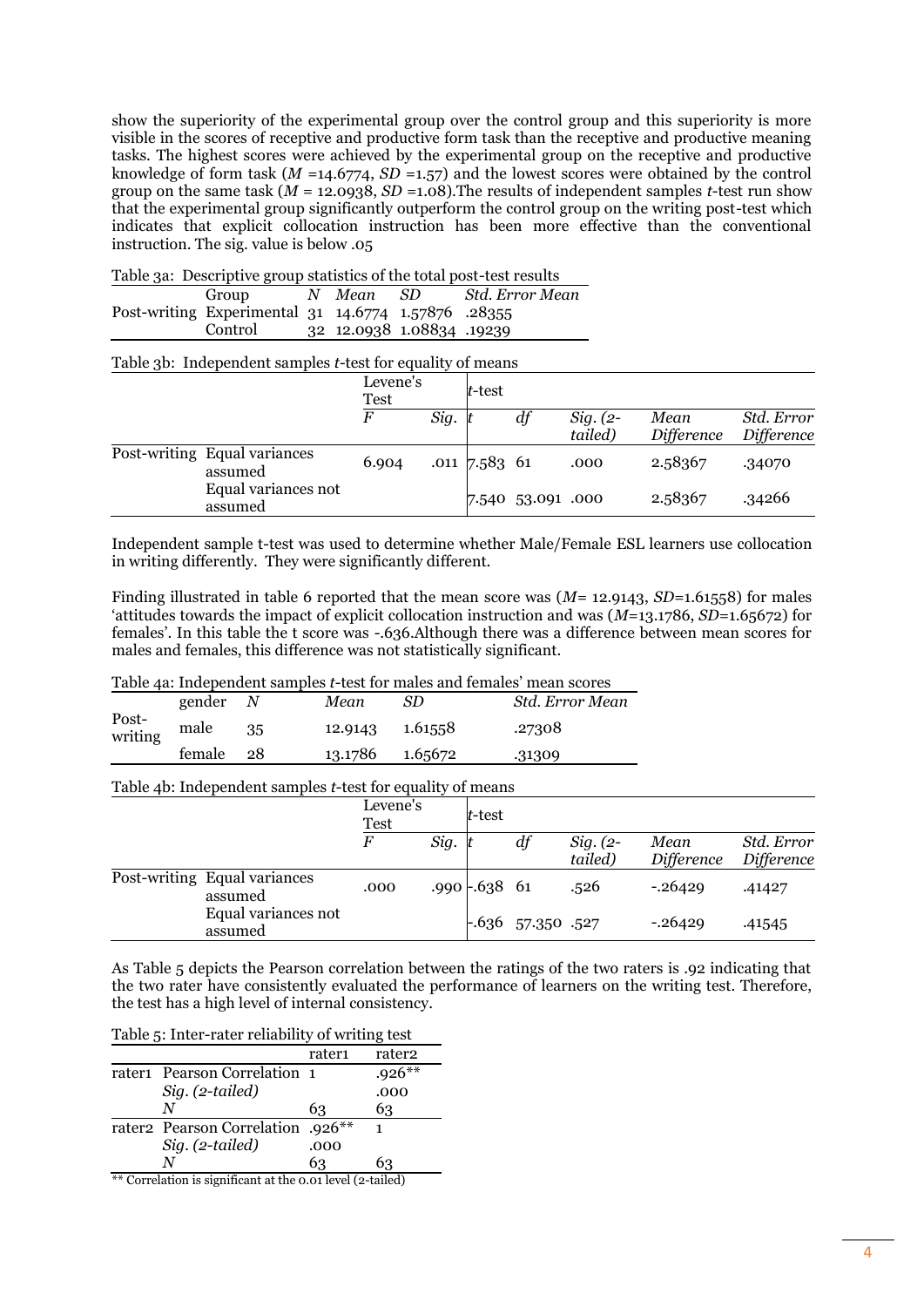show the superiority of the experimental group over the control group and this superiority is more visible in the scores of receptive and productive form task than the receptive and productive meaning tasks. The highest scores were achieved by the experimental group on the receptive and productive knowledge of form task ($M$ =14.6774, $SD$ =1.57) and the lowest scores were obtained by the control group on the same task ($M$ = 12.0938, $SD$ =1.08).The results of independent samples $t$-test run show that the experimental group significantly outperform the control group on the writing post-test which indicates that explicit collocation instruction has been more effective than the conventional instruction. The sig. value is below .05

Table 3a: Descriptive group statistics of the total post-test results

| | Group | *N* | *Mean* | *SD* | *Std. Error Mean* |
|---|---|---|---|---|---|
| Post-writing | Experimental | 31 | 14.6774 | 1.57876 | .28355 |
| | Control | 32 | 12.0938 | 1.08834 | .19239 |

Table 3b: Independent samples $t$-test for equality of means

| | | Levene's Test | | *t*-test | | | | |
|---|---|---|---|---|---|---|---|---|
| | | *F* | *Sig.* | *t* | *df* | *Sig. (2-tailed)* | *Mean Difference* | *Std. Error Difference* |
| Post-writing | Equal variances assumed | 6.904 | .011 | 7.583 | 61 | .000 | 2.58367 | .34070 |
| | Equal variances not assumed | | | 7.540 | 53.091 | .000 | 2.58367 | .34266 |

Independent sample t-test was used to determine whether Male/Female ESL learners use collocation in writing differently. They were significantly different.

Finding illustrated in table 6 reported that the mean score was ($M$= 12.9143, $SD$=1.61558) for males 'attitudes towards the impact of explicit collocation instruction and was ($M$=13.1786, $SD$=1.65672) for females'. In this table the t score was -.636.Although there was a difference between mean scores for males and females, this difference was not statistically significant.

Table 4a: Independent samples $t$-test for males and females' mean scores

| | gender | *N* | *Mean* | *SD* | *Std. Error Mean* |
|---|---|---|---|---|---|
| Post-writing | male | 35 | 12.9143 | 1.61558 | .27308 |
| | female | 28 | 13.1786 | 1.65672 | .31309 |

Table 4b: Independent samples $t$-test for equality of means

| | | Levene's Test | | *t*-test | | | | |
|---|---|---|---|---|---|---|---|---|
| | | *F* | *Sig.* | *t* | *df* | *Sig. (2-tailed)* | *Mean Difference* | *Std. Error Difference* |
| Post-writing | Equal variances assumed | .000 | .990 | -.638 | 61 | .526 | -.26429 | .41427 |
| | Equal variances not assumed | | | -.636 | 57.350 | .527 | -.26429 | .41545 |

As Table 5 depicts the Pearson correlation between the ratings of the two raters is .92 indicating that the two rater have consistently evaluated the performance of learners on the writing test. Therefore, the test has a high level of internal consistency.

Table 5: Inter-rater reliability of writing test

| | | rater1 | rater2 |
|---|---|---|---|
| rater1 | Pearson Correlation | 1 | .926** |
| | *Sig. (2-tailed)* | | .000 |
| | *N* | 63 | 63 |
| rater2 | Pearson Correlation | .926** | 1 |
| | *Sig. (2-tailed)* | .000 | |
| | *N* | 63 | 63 |

** Correlation is significant at the 0.01 level (2-tailed)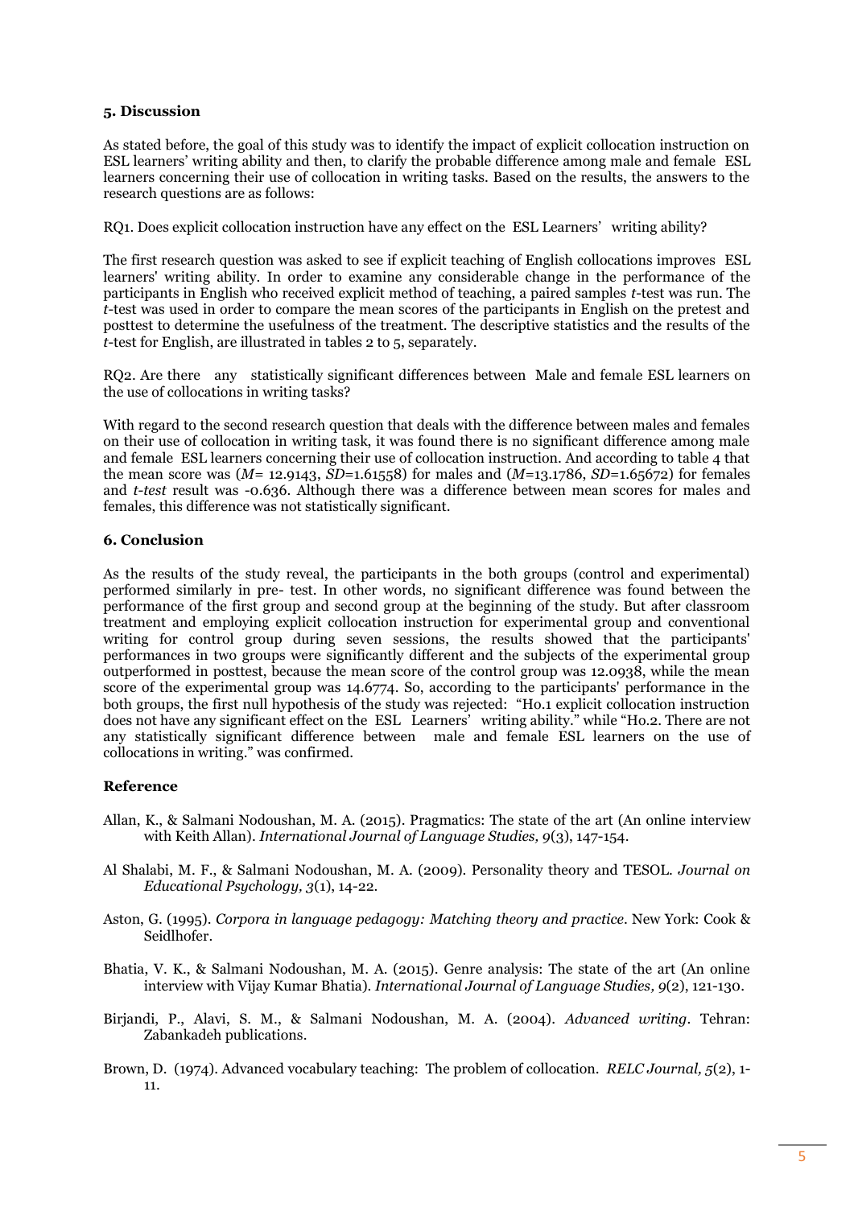## 5. Discussion

As stated before, the goal of this study was to identify the impact of explicit collocation instruction on ESL learners' writing ability and then, to clarify the probable difference among male and female ESL learners concerning their use of collocation in writing tasks. Based on the results, the answers to the research questions are as follows:

RQ1. Does explicit collocation instruction have any effect on the ESL Learners' writing ability?

The first research question was asked to see if explicit teaching of English collocations improves ESL learners' writing ability. In order to examine any considerable change in the performance of the participants in English who received explicit method of teaching, a paired samples *t*-test was run. The *t*-test was used in order to compare the mean scores of the participants in English on the pretest and posttest to determine the usefulness of the treatment. The descriptive statistics and the results of the *t*-test for English, are illustrated in tables 2 to 5, separately.

RQ2. Are there any statistically significant differences between Male and female ESL learners on the use of collocations in writing tasks?

With regard to the second research question that deals with the difference between males and females on their use of collocation in writing task, it was found there is no significant difference among male and female ESL learners concerning their use of collocation instruction. And according to table 4 that the mean score was ($M$= 12.9143, $SD$=1.61558) for males and ($M$=13.1786, $SD$=1.65672) for females and *t-test* result was -0.636. Although there was a difference between mean scores for males and females, this difference was not statistically significant.

## 6. Conclusion

As the results of the study reveal, the participants in the both groups (control and experimental) performed similarly in pre- test. In other words, no significant difference was found between the performance of the first group and second group at the beginning of the study. But after classroom treatment and employing explicit collocation instruction for experimental group and conventional writing for control group during seven sessions, the results showed that the participants' performances in two groups were significantly different and the subjects of the experimental group outperformed in posttest, because the mean score of the control group was 12.0938, while the mean score of the experimental group was 14.6774. So, according to the participants' performance in the both groups, the first null hypothesis of the study was rejected: "Ho.1 explicit collocation instruction does not have any significant effect on the ESL Learners' writing ability." while "Ho.2. There are not any statistically significant difference between male and female ESL learners on the use of collocations in writing." was confirmed.

## Reference

Allan, K., & Salmani Nodoushan, M. A. (2015). Pragmatics: The state of the art (An online interview with Keith Allan). *International Journal of Language Studies, 9*(3), 147-154.

Al Shalabi, M. F., & Salmani Nodoushan, M. A. (2009). Personality theory and TESOL. *Journal on Educational Psychology, 3*(1), 14-22.

Aston, G. (1995). *Corpora in language pedagogy: Matching theory and practice*. New York: Cook & Seidlhofer.

Bhatia, V. K., & Salmani Nodoushan, M. A. (2015). Genre analysis: The state of the art (An online interview with Vijay Kumar Bhatia). *International Journal of Language Studies, 9*(2), 121-130.

Birjandi, P., Alavi, S. M., & Salmani Nodoushan, M. A. (2004). *Advanced writing*. Tehran: Zabankadeh publications.

Brown, D. (1974). Advanced vocabulary teaching: The problem of collocation. *RELC Journal, 5*(2), 1-11.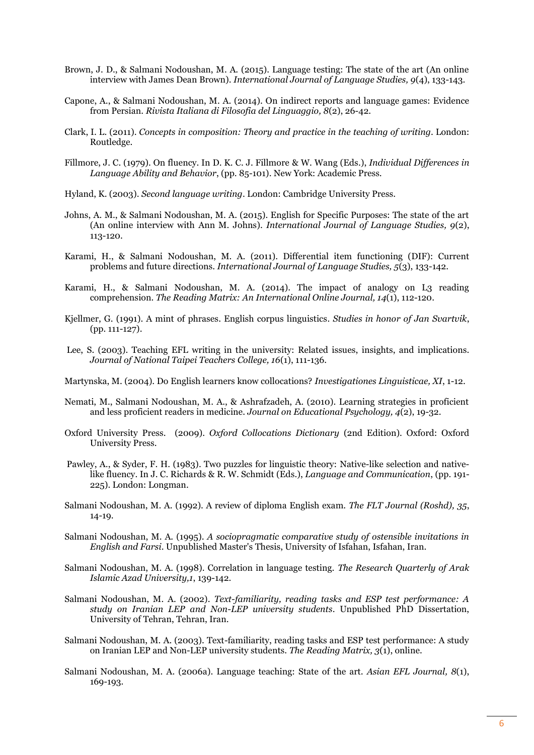Brown, J. D., & Salmani Nodoushan, M. A. (2015). Language testing: The state of the art (An online interview with James Dean Brown). *International Journal of Language Studies, 9*(4), 133-143.

Capone, A., & Salmani Nodoushan, M. A. (2014). On indirect reports and language games: Evidence from Persian. *Rivista Italiana di Filosofia del Linguaggio, 8*(2), 26-42.

Clark, I. L. (2011). *Concepts in composition: Theory and practice in the teaching of writing*. London: Routledge.

Fillmore, J. C. (1979). On fluency. In D. K. C. J. Fillmore & W. Wang (Eds.), *Individual Differences in Language Ability and Behavior*, (pp. 85-101). New York: Academic Press.

Hyland, K. (2003). *Second language writing*. London: Cambridge University Press.

Johns, A. M., & Salmani Nodoushan, M. A. (2015). English for Specific Purposes: The state of the art (An online interview with Ann M. Johns). *International Journal of Language Studies, 9*(2), 113-120.

Karami, H., & Salmani Nodoushan, M. A. (2011). Differential item functioning (DIF): Current problems and future directions. *International Journal of Language Studies, 5*(3), 133-142.

Karami, H., & Salmani Nodoushan, M. A. (2014). The impact of analogy on L3 reading comprehension. *The Reading Matrix: An International Online Journal, 14*(1), 112-120.

Kjellmer, G. (1991). A mint of phrases. English corpus linguistics. *Studies in honor of Jan Svartvik*, (pp. 111-127).

Lee, S. (2003). Teaching EFL writing in the university: Related issues, insights, and implications. *Journal of National Taipei Teachers College, 16*(1), 111-136.

Martynska, M. (2004). Do English learners know collocations? *Investigationes Linguisticae, XI*, 1-12.

Nemati, M., Salmani Nodoushan, M. A., & Ashrafzadeh, A. (2010). Learning strategies in proficient and less proficient readers in medicine. *Journal on Educational Psychology, 4*(2), 19-32.

Oxford University Press. (2009). *Oxford Collocations Dictionary* (2nd Edition). Oxford: Oxford University Press.

Pawley, A., & Syder, F. H. (1983). Two puzzles for linguistic theory: Native-like selection and native-like fluency. In J. C. Richards & R. W. Schmidt (Eds.), *Language and Communication*, (pp. 191-225). London: Longman.

Salmani Nodoushan, M. A. (1992). A review of diploma English exam. *The FLT Journal (Roshd), 35*, 14-19.

Salmani Nodoushan, M. A. (1995). *A sociopragmatic comparative study of ostensible invitations in English and Farsi*. Unpublished Master's Thesis, University of Isfahan, Isfahan, Iran.

Salmani Nodoushan, M. A. (1998). Correlation in language testing. *The Research Quarterly of Arak Islamic Azad University,1*, 139-142.

Salmani Nodoushan, M. A. (2002). *Text-familiarity, reading tasks and ESP test performance: A study on Iranian LEP and Non-LEP university students*. Unpublished PhD Dissertation, University of Tehran, Tehran, Iran.

Salmani Nodoushan, M. A. (2003). Text-familiarity, reading tasks and ESP test performance: A study on Iranian LEP and Non-LEP university students. *The Reading Matrix, 3*(1), online.

Salmani Nodoushan, M. A. (2006a). Language teaching: State of the art. *Asian EFL Journal, 8*(1), 169-193.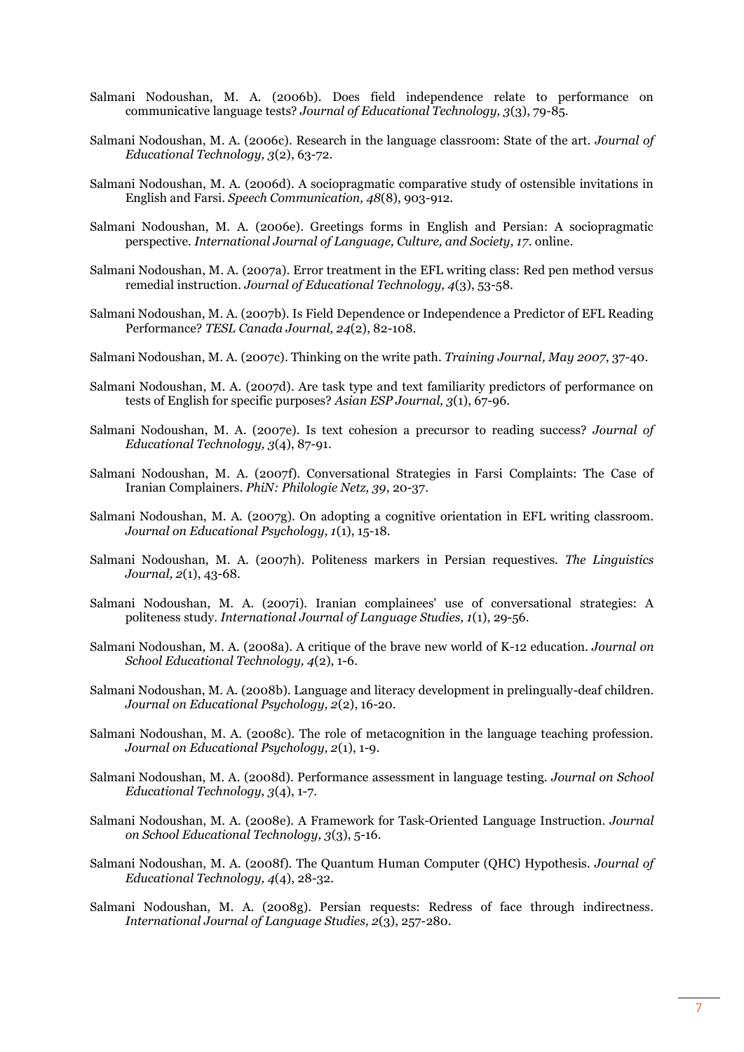Salmani Nodoushan, M. A. (2006b). Does field independence relate to performance on communicative language tests? *Journal of Educational Technology, 3*(3), 79-85.

Salmani Nodoushan, M. A. (2006c). Research in the language classroom: State of the art. *Journal of Educational Technology, 3*(2), 63-72.

Salmani Nodoushan, M. A. (2006d). A sociopragmatic comparative study of ostensible invitations in English and Farsi. *Speech Communication, 48*(8), 903-912.

Salmani Nodoushan, M. A. (2006e). Greetings forms in English and Persian: A sociopragmatic perspective. *International Journal of Language, Culture, and Society, 17*. online.

Salmani Nodoushan, M. A. (2007a). Error treatment in the EFL writing class: Red pen method versus remedial instruction. *Journal of Educational Technology, 4*(3), 53-58.

Salmani Nodoushan, M. A. (2007b). Is Field Dependence or Independence a Predictor of EFL Reading Performance? *TESL Canada Journal, 24*(2), 82-108.

Salmani Nodoushan, M. A. (2007c). Thinking on the write path. *Training Journal, May 2007*, 37-40.

Salmani Nodoushan, M. A. (2007d). Are task type and text familiarity predictors of performance on tests of English for specific purposes? *Asian ESP Journal, 3*(1), 67-96.

Salmani Nodoushan, M. A. (2007e). Is text cohesion a precursor to reading success? *Journal of Educational Technology, 3*(4), 87-91.

Salmani Nodoushan, M. A. (2007f). Conversational Strategies in Farsi Complaints: The Case of Iranian Complainers. *PhiN: Philologie Netz, 39*, 20-37.

Salmani Nodoushan, M. A. (2007g). On adopting a cognitive orientation in EFL writing classroom. *Journal on Educational Psychology, 1*(1), 15-18.

Salmani Nodoushan, M. A. (2007h). Politeness markers in Persian requestives. *The Linguistics Journal, 2*(1), 43-68.

Salmani Nodoushan, M. A. (2007i). Iranian complainees' use of conversational strategies: A politeness study. *International Journal of Language Studies, 1*(1), 29-56.

Salmani Nodoushan, M. A. (2008a). A critique of the brave new world of K-12 education. *Journal on School Educational Technology, 4*(2), 1-6.

Salmani Nodoushan, M. A. (2008b). Language and literacy development in prelingually-deaf children. *Journal on Educational Psychology, 2*(2), 16-20.

Salmani Nodoushan, M. A. (2008c). The role of metacognition in the language teaching profession. *Journal on Educational Psychology, 2*(1), 1-9.

Salmani Nodoushan, M. A. (2008d). Performance assessment in language testing. *Journal on School Educational Technology, 3*(4), 1-7.

Salmani Nodoushan, M. A. (2008e). A Framework for Task-Oriented Language Instruction. *Journal on School Educational Technology, 3*(3), 5-16.

Salmani Nodoushan, M. A. (2008f). The Quantum Human Computer (QHC) Hypothesis. *Journal of Educational Technology, 4*(4), 28-32.

Salmani Nodoushan, M. A. (2008g). Persian requests: Redress of face through indirectness. *International Journal of Language Studies, 2*(3), 257-280.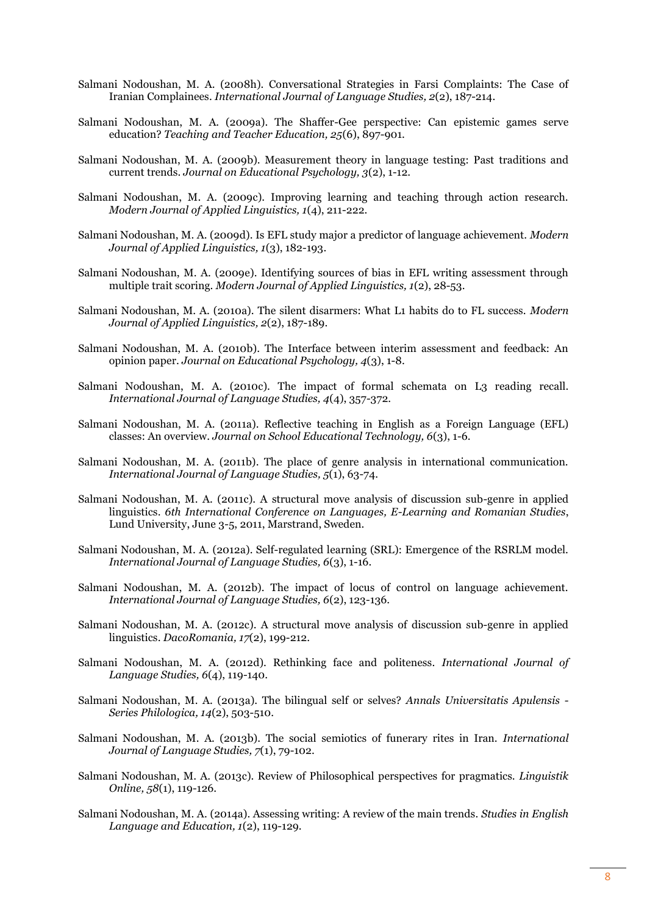Salmani Nodoushan, M. A. (2008h). Conversational Strategies in Farsi Complaints: The Case of Iranian Complainees. *International Journal of Language Studies, 2*(2), 187-214.

Salmani Nodoushan, M. A. (2009a). The Shaffer-Gee perspective: Can epistemic games serve education? *Teaching and Teacher Education, 25*(6), 897-901.

Salmani Nodoushan, M. A. (2009b). Measurement theory in language testing: Past traditions and current trends. *Journal on Educational Psychology, 3*(2), 1-12.

Salmani Nodoushan, M. A. (2009c). Improving learning and teaching through action research. *Modern Journal of Applied Linguistics, 1*(4), 211-222.

Salmani Nodoushan, M. A. (2009d). Is EFL study major a predictor of language achievement. *Modern Journal of Applied Linguistics, 1*(3), 182-193.

Salmani Nodoushan, M. A. (2009e). Identifying sources of bias in EFL writing assessment through multiple trait scoring. *Modern Journal of Applied Linguistics, 1*(2), 28-53.

Salmani Nodoushan, M. A. (2010a). The silent disarmers: What L1 habits do to FL success. *Modern Journal of Applied Linguistics, 2*(2), 187-189.

Salmani Nodoushan, M. A. (2010b). The Interface between interim assessment and feedback: An opinion paper. *Journal on Educational Psychology, 4*(3), 1-8.

Salmani Nodoushan, M. A. (2010c). The impact of formal schemata on L3 reading recall. *International Journal of Language Studies, 4*(4), 357-372.

Salmani Nodoushan, M. A. (2011a). Reflective teaching in English as a Foreign Language (EFL) classes: An overview. *Journal on School Educational Technology, 6*(3), 1-6.

Salmani Nodoushan, M. A. (2011b). The place of genre analysis in international communication. *International Journal of Language Studies, 5*(1), 63-74.

Salmani Nodoushan, M. A. (2011c). A structural move analysis of discussion sub-genre in applied linguistics. *6th International Conference on Languages, E-Learning and Romanian Studies*, Lund University, June 3-5, 2011, Marstrand, Sweden.

Salmani Nodoushan, M. A. (2012a). Self-regulated learning (SRL): Emergence of the RSRLM model. *International Journal of Language Studies, 6*(3), 1-16.

Salmani Nodoushan, M. A. (2012b). The impact of locus of control on language achievement. *International Journal of Language Studies, 6*(2), 123-136.

Salmani Nodoushan, M. A. (2012c). A structural move analysis of discussion sub-genre in applied linguistics. *DacoRomania, 17*(2), 199-212.

Salmani Nodoushan, M. A. (2012d). Rethinking face and politeness. *International Journal of Language Studies, 6*(4), 119-140.

Salmani Nodoushan, M. A. (2013a). The bilingual self or selves? *Annals Universitatis Apulensis - Series Philologica, 14*(2), 503-510.

Salmani Nodoushan, M. A. (2013b). The social semiotics of funerary rites in Iran. *International Journal of Language Studies, 7*(1), 79-102.

Salmani Nodoushan, M. A. (2013c). Review of Philosophical perspectives for pragmatics. *Linguistik Online, 58*(1), 119-126.

Salmani Nodoushan, M. A. (2014a). Assessing writing: A review of the main trends. *Studies in English Language and Education, 1*(2), 119-129.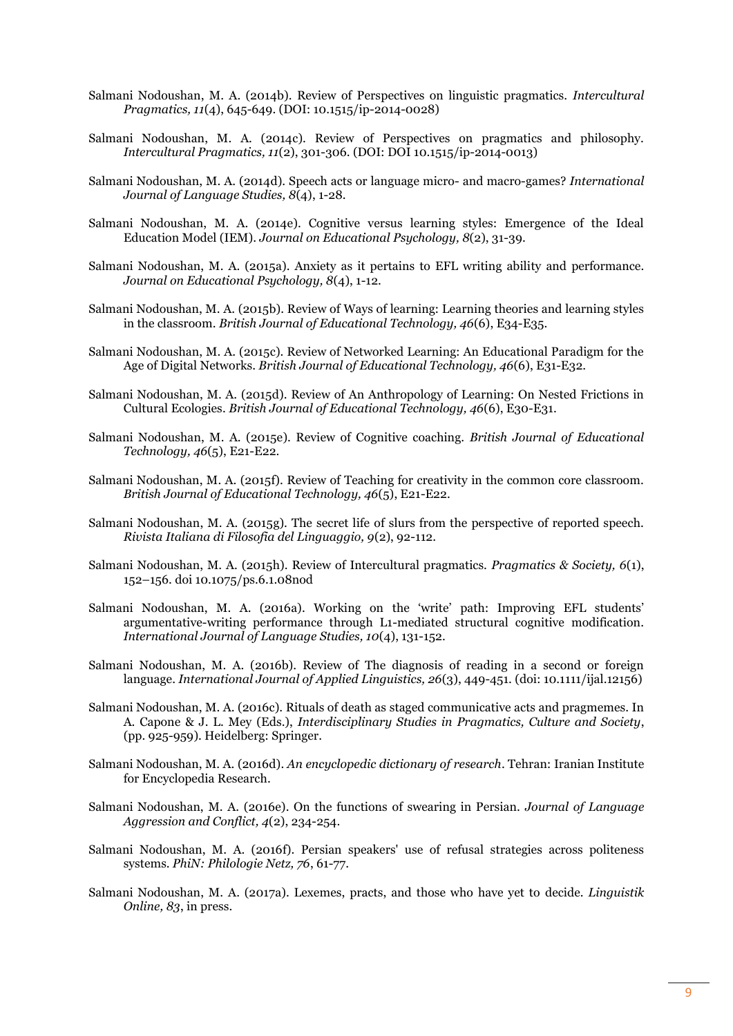Salmani Nodoushan, M. A. (2014b). Review of Perspectives on linguistic pragmatics. *Intercultural Pragmatics, 11*(4), 645-649. (DOI: 10.1515/ip-2014-0028)

Salmani Nodoushan, M. A. (2014c). Review of Perspectives on pragmatics and philosophy. *Intercultural Pragmatics, 11*(2), 301-306. (DOI: DOI 10.1515/ip-2014-0013)

Salmani Nodoushan, M. A. (2014d). Speech acts or language micro- and macro-games? *International Journal of Language Studies, 8*(4), 1-28.

Salmani Nodoushan, M. A. (2014e). Cognitive versus learning styles: Emergence of the Ideal Education Model (IEM). *Journal on Educational Psychology, 8*(2), 31-39.

Salmani Nodoushan, M. A. (2015a). Anxiety as it pertains to EFL writing ability and performance. *Journal on Educational Psychology, 8*(4), 1-12.

Salmani Nodoushan, M. A. (2015b). Review of Ways of learning: Learning theories and learning styles in the classroom. *British Journal of Educational Technology, 46*(6), E34-E35.

Salmani Nodoushan, M. A. (2015c). Review of Networked Learning: An Educational Paradigm for the Age of Digital Networks. *British Journal of Educational Technology, 46*(6), E31-E32.

Salmani Nodoushan, M. A. (2015d). Review of An Anthropology of Learning: On Nested Frictions in Cultural Ecologies. *British Journal of Educational Technology, 46*(6), E30-E31.

Salmani Nodoushan, M. A. (2015e). Review of Cognitive coaching. *British Journal of Educational Technology, 46*(5), E21-E22.

Salmani Nodoushan, M. A. (2015f). Review of Teaching for creativity in the common core classroom. *British Journal of Educational Technology, 46*(5), E21-E22.

Salmani Nodoushan, M. A. (2015g). The secret life of slurs from the perspective of reported speech. *Rivista Italiana di Filosofia del Linguaggio, 9*(2), 92-112.

Salmani Nodoushan, M. A. (2015h). Review of Intercultural pragmatics. *Pragmatics & Society, 6*(1), 152–156. doi 10.1075/ps.6.1.08nod

Salmani Nodoushan, M. A. (2016a). Working on the 'write' path: Improving EFL students' argumentative-writing performance through L1-mediated structural cognitive modification. *International Journal of Language Studies, 10*(4), 131-152.

Salmani Nodoushan, M. A. (2016b). Review of The diagnosis of reading in a second or foreign language. *International Journal of Applied Linguistics, 26*(3), 449-451. (doi: 10.1111/ijal.12156)

Salmani Nodoushan, M. A. (2016c). Rituals of death as staged communicative acts and pragmemes. In A. Capone & J. L. Mey (Eds.), *Interdisciplinary Studies in Pragmatics, Culture and Society*, (pp. 925-959). Heidelberg: Springer.

Salmani Nodoushan, M. A. (2016d). *An encyclopedic dictionary of research*. Tehran: Iranian Institute for Encyclopedia Research.

Salmani Nodoushan, M. A. (2016e). On the functions of swearing in Persian. *Journal of Language Aggression and Conflict, 4*(2), 234-254.

Salmani Nodoushan, M. A. (2016f). Persian speakers' use of refusal strategies across politeness systems. *PhiN: Philologie Netz, 76*, 61-77.

Salmani Nodoushan, M. A. (2017a). Lexemes, practs, and those who have yet to decide. *Linguistik Online, 83*, in press.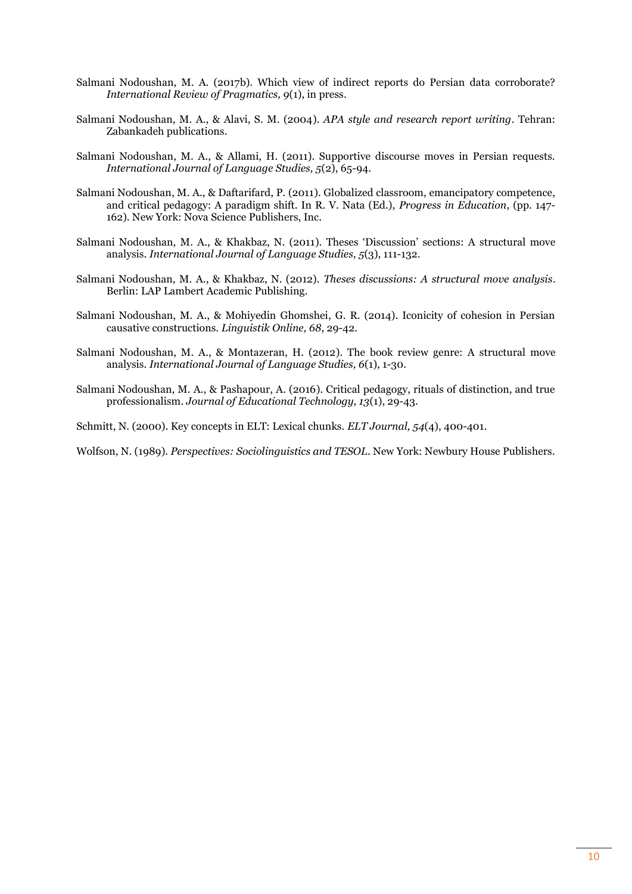Salmani Nodoushan, M. A. (2017b). Which view of indirect reports do Persian data corroborate? *International Review of Pragmatics, 9*(1), in press.

Salmani Nodoushan, M. A., & Alavi, S. M. (2004). *APA style and research report writing*. Tehran: Zabankadeh publications.

Salmani Nodoushan, M. A., & Allami, H. (2011). Supportive discourse moves in Persian requests. *International Journal of Language Studies, 5*(2), 65-94.

Salmani Nodoushan, M. A., & Daftarifard, P. (2011). Globalized classroom, emancipatory competence, and critical pedagogy: A paradigm shift. In R. V. Nata (Ed.), *Progress in Education*, (pp. 147-162). New York: Nova Science Publishers, Inc.

Salmani Nodoushan, M. A., & Khakbaz, N. (2011). Theses 'Discussion' sections: A structural move analysis. *International Journal of Language Studies, 5*(3), 111-132.

Salmani Nodoushan, M. A., & Khakbaz, N. (2012). *Theses discussions: A structural move analysis*. Berlin: LAP Lambert Academic Publishing.

Salmani Nodoushan, M. A., & Mohiyedin Ghomshei, G. R. (2014). Iconicity of cohesion in Persian causative constructions. *Linguistik Online, 68*, 29-42.

Salmani Nodoushan, M. A., & Montazeran, H. (2012). The book review genre: A structural move analysis. *International Journal of Language Studies, 6*(1), 1-30.

Salmani Nodoushan, M. A., & Pashapour, A. (2016). Critical pedagogy, rituals of distinction, and true professionalism. *Journal of Educational Technology, 13*(1), 29-43.

Schmitt, N. (2000). Key concepts in ELT: Lexical chunks. *ELT Journal, 54*(4), 400-401.

Wolfson, N. (1989). *Perspectives: Sociolinguistics and TESOL*. New York: Newbury House Publishers.